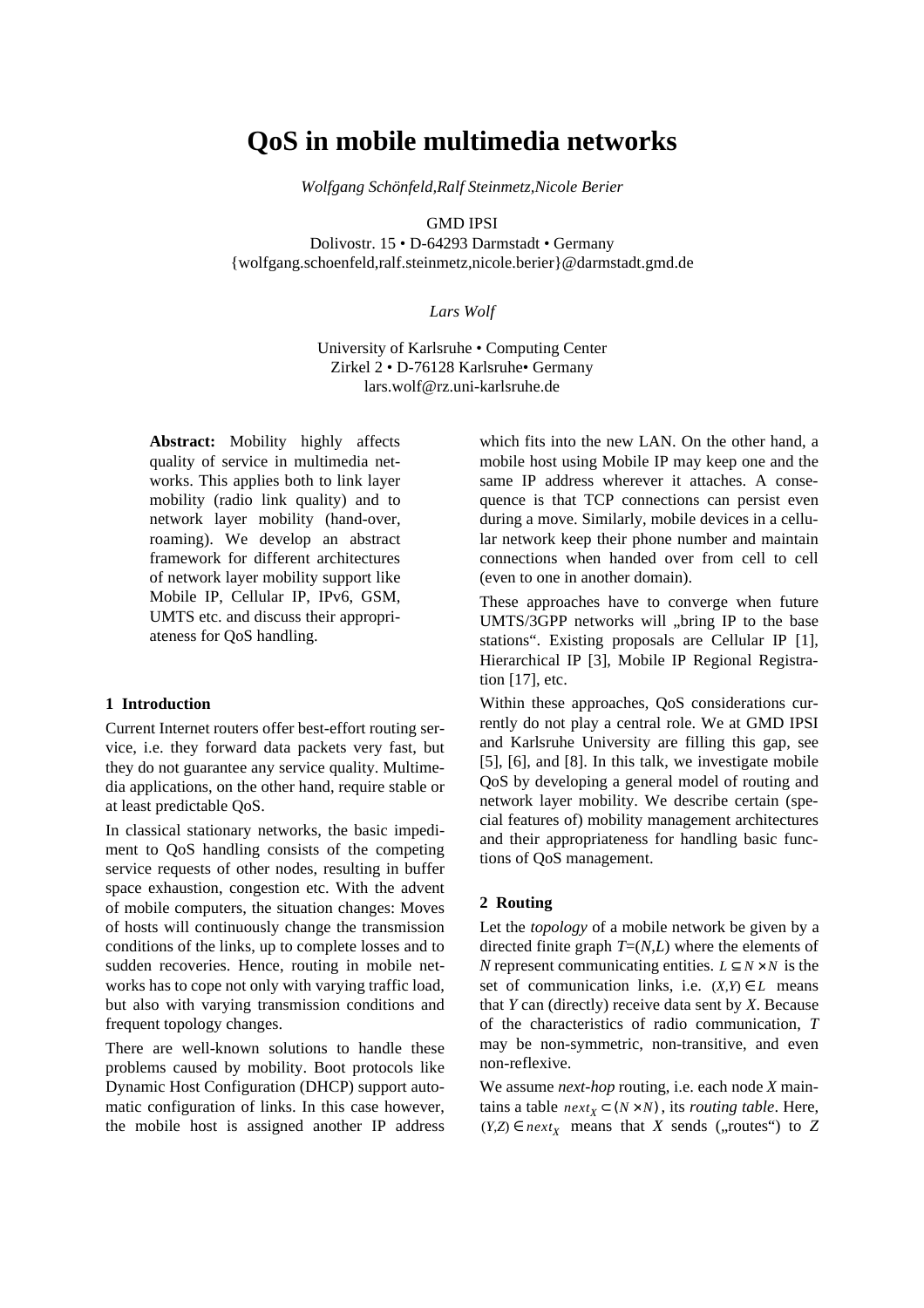# QoS in mobile multimedia networks

*Wolfgang Schönfeld,Ralf Steinmetz,Nicole Berier*

GMD IPSI
Dolivostr. 15 • D-64293 Darmstadt • Germany
{wolfgang.schoenfeld,ralf.steinmetz,nicole.berier}@darmstadt.gmd.de

*Lars Wolf*

University of Karlsruhe • Computing Center
Zirkel 2 • D-76128 Karlsruhe• Germany
lars.wolf@rz.uni-karlsruhe.de

**Abstract:** Mobility highly affects quality of service in multimedia networks. This applies both to link layer mobility (radio link quality) and to network layer mobility (hand-over, roaming). We develop an abstract framework for different architectures of network layer mobility support like Mobile IP, Cellular IP, IPv6, GSM, UMTS etc. and discuss their appropriateness for QoS handling.

## 1 Introduction

Current Internet routers offer best-effort routing service, i.e. they forward data packets very fast, but they do not guarantee any service quality. Multimedia applications, on the other hand, require stable or at least predictable QoS.

In classical stationary networks, the basic impediment to QoS handling consists of the competing service requests of other nodes, resulting in buffer space exhaustion, congestion etc. With the advent of mobile computers, the situation changes: Moves of hosts will continuously change the transmission conditions of the links, up to complete losses and to sudden recoveries. Hence, routing in mobile networks has to cope not only with varying traffic load, but also with varying transmission conditions and frequent topology changes.

There are well-known solutions to handle these problems caused by mobility. Boot protocols like Dynamic Host Configuration (DHCP) support automatic configuration of links. In this case however, the mobile host is assigned another IP address which fits into the new LAN. On the other hand, a mobile host using Mobile IP may keep one and the same IP address wherever it attaches. A consequence is that TCP connections can persist even during a move. Similarly, mobile devices in a cellular network keep their phone number and maintain connections when handed over from cell to cell (even to one in another domain).

These approaches have to converge when future UMTS/3GPP networks will „bring IP to the base stations". Existing proposals are Cellular IP [1], Hierarchical IP [3], Mobile IP Regional Registration [17], etc.

Within these approaches, QoS considerations currently do not play a central role. We at GMD IPSI and Karlsruhe University are filling this gap, see [5], [6], and [8]. In this talk, we investigate mobile QoS by developing a general model of routing and network layer mobility. We describe certain (special features of) mobility management architectures and their appropriateness for handling basic functions of QoS management.

## 2 Routing

Let the *topology* of a mobile network be given by a directed finite graph $T$=($N$,$L$) where the elements of $N$ represent communicating entities. $L \subseteq N \times N$ is the set of communication links, i.e. $(X,Y) \in L$ means that $Y$ can (directly) receive data sent by $X$. Because of the characteristics of radio communication, $T$ may be non-symmetric, non-transitive, and even non-reflexive.

We assume *next-hop* routing, i.e. each node $X$ maintains a table $next_X \subset (N \times N)$, its *routing table*. Here, $(Y,Z) \in next_X$ means that $X$ sends („routes") to $Z$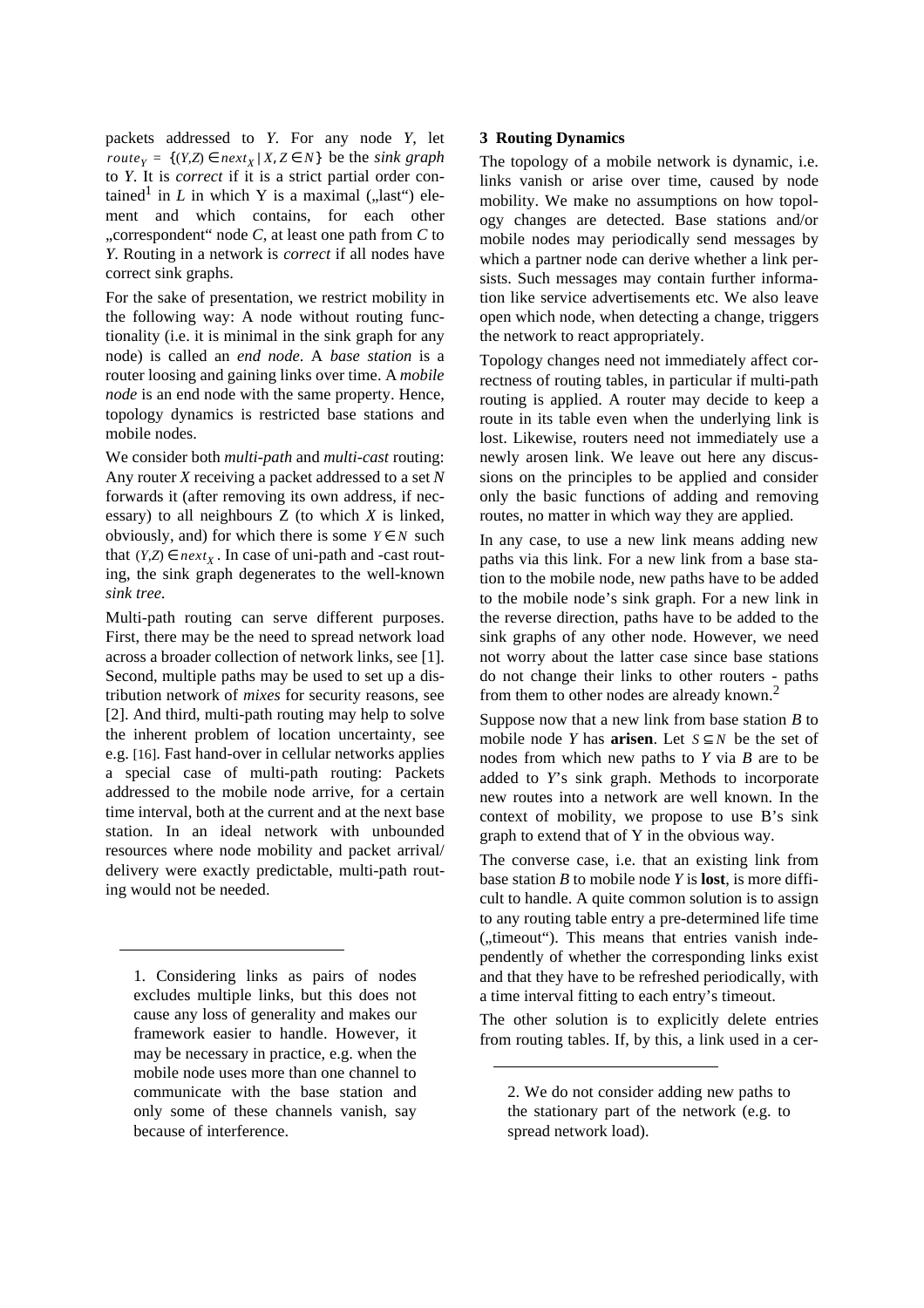packets addressed to *Y*. For any node *Y*, let $route_Y = \{(Y,Z) \in next_X \mid X, Z \in N\}$ be the *sink graph* to *Y*. It is *correct* if it is a strict partial order contained[1] in *L* in which Y is a maximal („last") element and which contains, for each other „correspondent" node *C*, at least one path from *C* to *Y*. Routing in a network is *correct* if all nodes have correct sink graphs.

For the sake of presentation, we restrict mobility in the following way: A node without routing functionality (i.e. it is minimal in the sink graph for any node) is called an *end node*. A *base station* is a router loosing and gaining links over time. A *mobile node* is an end node with the same property. Hence, topology dynamics is restricted base stations and mobile nodes.

We consider both *multi-path* and *multi-cast* routing: Any router *X* receiving a packet addressed to a set *N* forwards it (after removing its own address, if necessary) to all neighbours Z (to which *X* is linked, obviously, and) for which there is some $Y \in N$ such that $(Y,Z) \in next_X$. In case of uni-path and -cast routing, the sink graph degenerates to the well-known *sink tree.*

Multi-path routing can serve different purposes. First, there may be the need to spread network load across a broader collection of network links, see [1]. Second, multiple paths may be used to set up a distribution network of *mixes* for security reasons, see [2]. And third, multi-path routing may help to solve the inherent problem of location uncertainty, see e.g. [16]. Fast hand-over in cellular networks applies a special case of multi-path routing: Packets addressed to the mobile node arrive, for a certain time interval, both at the current and at the next base station. In an ideal network with unbounded resources where node mobility and packet arrival/delivery were exactly predictable, multi-path routing would not be needed.

1. Considering links as pairs of nodes excludes multiple links, but this does not cause any loss of generality and makes our framework easier to handle. However, it may be necessary in practice, e.g. when the mobile node uses more than one channel to communicate with the base station and only some of these channels vanish, say because of interference.

## 3 Routing Dynamics

The topology of a mobile network is dynamic, i.e. links vanish or arise over time, caused by node mobility. We make no assumptions on how topology changes are detected. Base stations and/or mobile nodes may periodically send messages by which a partner node can derive whether a link persists. Such messages may contain further information like service advertisements etc. We also leave open which node, when detecting a change, triggers the network to react appropriately.

Topology changes need not immediately affect correctness of routing tables, in particular if multi-path routing is applied. A router may decide to keep a route in its table even when the underlying link is lost. Likewise, routers need not immediately use a newly arosen link. We leave out here any discussions on the principles to be applied and consider only the basic functions of adding and removing routes, no matter in which way they are applied.

In any case, to use a new link means adding new paths via this link. For a new link from a base station to the mobile node, new paths have to be added to the mobile node's sink graph. For a new link in the reverse direction, paths have to be added to the sink graphs of any other node. However, we need not worry about the latter case since base stations do not change their links to other routers - paths from them to other nodes are already known.[2]

Suppose now that a new link from base station *B* to mobile node *Y* has **arisen**. Let $S \subseteq N$ be the set of nodes from which new paths to *Y* via *B* are to be added to *Y*'s sink graph. Methods to incorporate new routes into a network are well known. In the context of mobility, we propose to use B's sink graph to extend that of Y in the obvious way.

The converse case, i.e. that an existing link from base station *B* to mobile node *Y* is **lost**, is more difficult to handle. A quite common solution is to assign to any routing table entry a pre-determined life time („timeout"). This means that entries vanish independently of whether the corresponding links exist and that they have to be refreshed periodically, with a time interval fitting to each entry's timeout.

The other solution is to explicitly delete entries from routing tables. If, by this, a link used in a cer-

2. We do not consider adding new paths to the stationary part of the network (e.g. to spread network load).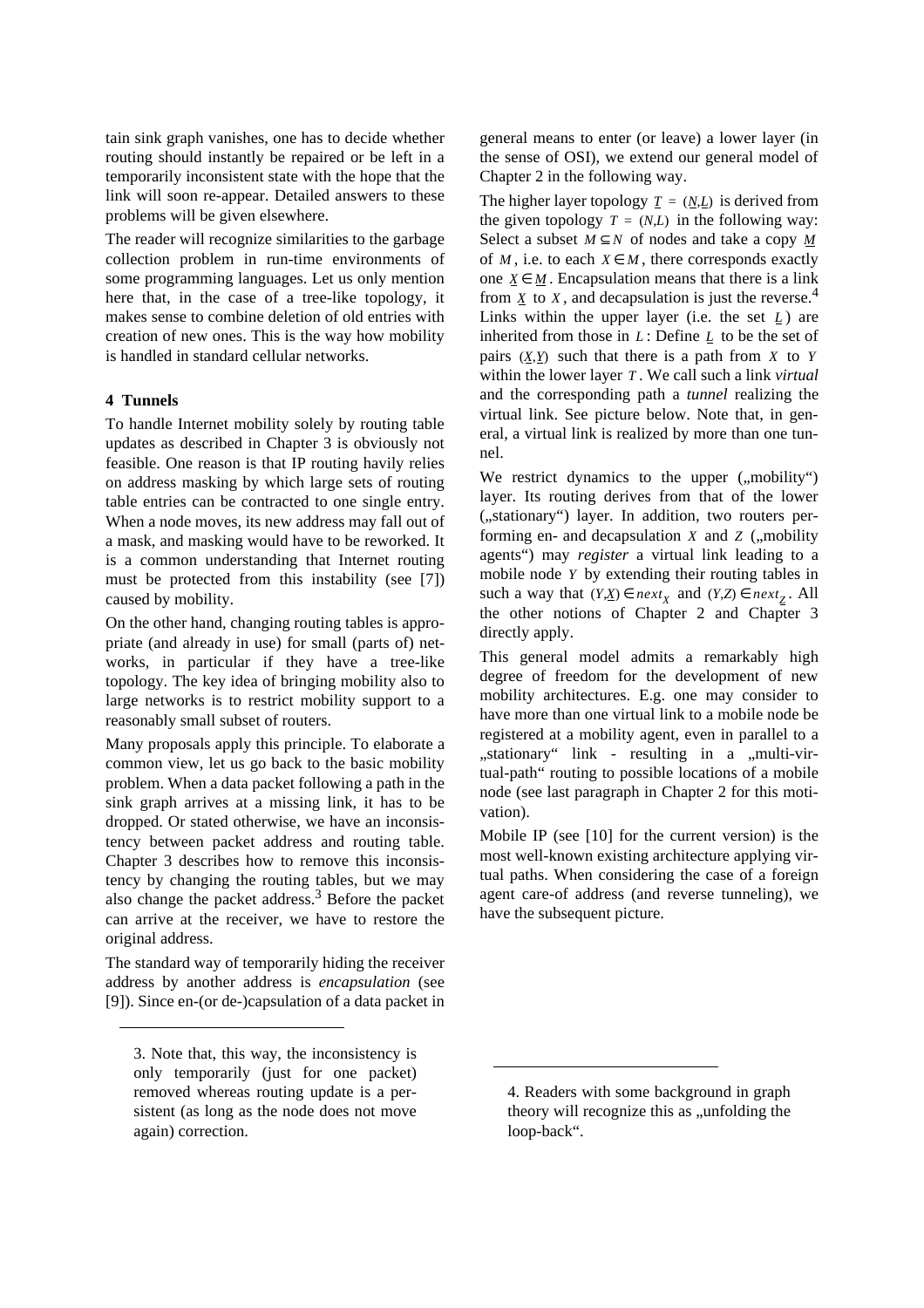tain sink graph vanishes, one has to decide whether routing should instantly be repaired or be left in a temporarily inconsistent state with the hope that the link will soon re-appear. Detailed answers to these problems will be given elsewhere.

The reader will recognize similarities to the garbage collection problem in run-time environments of some programming languages. Let us only mention here that, in the case of a tree-like topology, it makes sense to combine deletion of old entries with creation of new ones. This is the way how mobility is handled in standard cellular networks.

### 4 Tunnels

To handle Internet mobility solely by routing table updates as described in Chapter 3 is obviously not feasible. One reason is that IP routing havily relies on address masking by which large sets of routing table entries can be contracted to one single entry. When a node moves, its new address may fall out of a mask, and masking would have to be reworked. It is a common understanding that Internet routing must be protected from this instability (see [7]) caused by mobility.

On the other hand, changing routing tables is appropriate (and already in use) for small (parts of) networks, in particular if they have a tree-like topology. The key idea of bringing mobility also to large networks is to restrict mobility support to a reasonably small subset of routers.

Many proposals apply this principle. To elaborate a common view, let us go back to the basic mobility problem. When a data packet following a path in the sink graph arrives at a missing link, it has to be dropped. Or stated otherwise, we have an inconsistency between packet address and routing table. Chapter 3 describes how to remove this inconsistency by changing the routing tables, but we may also change the packet address.[3] Before the packet can arrive at the receiver, we have to restore the original address.

The standard way of temporarily hiding the receiver address by another address is *encapsulation* (see [9]). Since en-(or de-)capsulation of a data packet in general means to enter (or leave) a lower layer (in the sense of OSI), we extend our general model of Chapter 2 in the following way.

The higher layer topology $\underline{T} = (\underline{N}, \underline{L})$ is derived from the given topology $T = (N, L)$ in the following way: Select a subset $M \subseteq N$ of nodes and take a copy $\underline{M}$ of $M$, i.e. to each $X \in M$, there corresponds exactly one $\underline{X} \in \underline{M}$. Encapsulation means that there is a link from $\underline{X}$ to $X$, and decapsulation is just the reverse.[4] Links within the upper layer (i.e. the set $\underline{L}$) are inherited from those in $L$: Define $\underline{L}$ to be the set of pairs $(\underline{X}, \underline{Y})$ such that there is a path from $X$ to $Y$ within the lower layer $T$. We call such a link *virtual* and the corresponding path a *tunnel* realizing the virtual link. See picture below. Note that, in general, a virtual link is realized by more than one tunnel.

We restrict dynamics to the upper („mobility“) layer. Its routing derives from that of the lower („stationary“) layer. In addition, two routers performing en- and decapsulation $X$ and $Z$ („mobility agents“) may *register* a virtual link leading to a mobile node $Y$ by extending their routing tables in such a way that $(Y, \underline{X}) \in next_X$ and $(Y, Z) \in next_{\underline{Z}}$. All the other notions of Chapter 2 and Chapter 3 directly apply.

This general model admits a remarkably high degree of freedom for the development of new mobility architectures. E.g. one may consider to have more than one virtual link to a mobile node be registered at a mobility agent, even in parallel to a „stationary“ link - resulting in a „multi-virtual-path“ routing to possible locations of a mobile node (see last paragraph in Chapter 2 for this motivation).

Mobile IP (see [10] for the current version) is the most well-known existing architecture applying virtual paths. When considering the case of a foreign agent care-of address (and reverse tunneling), we have the subsequent picture.

---

3. Note that, this way, the inconsistency is only temporarily (just for one packet) removed whereas routing update is a persistent (as long as the node does not move again) correction.

4. Readers with some background in graph theory will recognize this as „unfolding the loop-back“.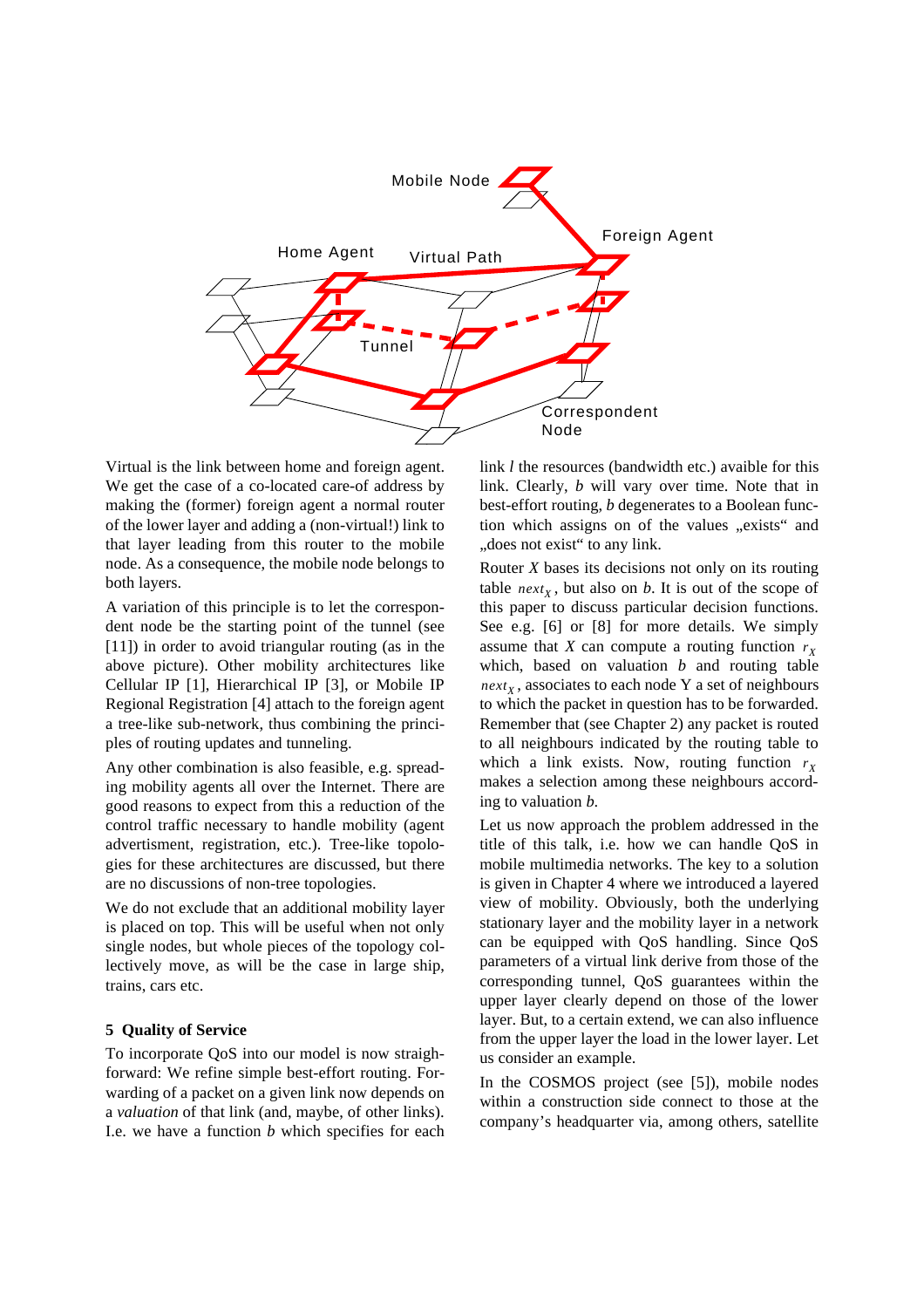Mobile Node

Foreign Agent

Home Agent

Virtual Path

Tunnel

Correspondent Node

Virtual is the link between home and foreign agent. We get the case of a co-located care-of address by making the (former) foreign agent a normal router of the lower layer and adding a (non-virtual!) link to that layer leading from this router to the mobile node. As a consequence, the mobile node belongs to both layers.

A variation of this principle is to let the correspondent node be the starting point of the tunnel (see [11]) in order to avoid triangular routing (as in the above picture). Other mobility architectures like Cellular IP [1], Hierarchical IP [3], or Mobile IP Regional Registration [4] attach to the foreign agent a tree-like sub-network, thus combining the principles of routing updates and tunneling.

Any other combination is also feasible, e.g. spreading mobility agents all over the Internet. There are good reasons to expect from this a reduction of the control traffic necessary to handle mobility (agent advertisment, registration, etc.). Tree-like topologies for these architectures are discussed, but there are no discussions of non-tree topologies.

We do not exclude that an additional mobility layer is placed on top. This will be useful when not only single nodes, but whole pieces of the topology collectively move, as will be the case in large ship, trains, cars etc.

## 5 Quality of Service

To incorporate QoS into our model is now straighforward: We refine simple best-effort routing. Forwarding of a packet on a given link now depends on a *valuation* of that link (and, maybe, of other links). I.e. we have a function *b* which specifies for each link *l* the resources (bandwidth etc.) avaible for this link. Clearly, *b* will vary over time. Note that in best-effort routing, *b* degenerates to a Boolean function which assigns on of the values „exists“ and „does not exist“ to any link.

Router *X* bases its decisions not only on its routing table $next_X$, but also on *b*. It is out of the scope of this paper to discuss particular decision functions. See e.g. [6] or [8] for more details. We simply assume that *X* can compute a routing function $r_X$ which, based on valuation *b* and routing table $next_X$, associates to each node Y a set of neighbours to which the packet in question has to be forwarded. Remember that (see Chapter 2) any packet is routed to all neighbours indicated by the routing table to which a link exists. Now, routing function $r_X$ makes a selection among these neighbours according to valuation *b*.

Let us now approach the problem addressed in the title of this talk, i.e. how we can handle QoS in mobile multimedia networks. The key to a solution is given in Chapter 4 where we introduced a layered view of mobility. Obviously, both the underlying stationary layer and the mobility layer in a network can be equipped with QoS handling. Since QoS parameters of a virtual link derive from those of the corresponding tunnel, QoS guarantees within the upper layer clearly depend on those of the lower layer. But, to a certain extend, we can also influence from the upper layer the load in the lower layer. Let us consider an example.

In the COSMOS project (see [5]), mobile nodes within a construction side connect to those at the company's headquarter via, among others, satellite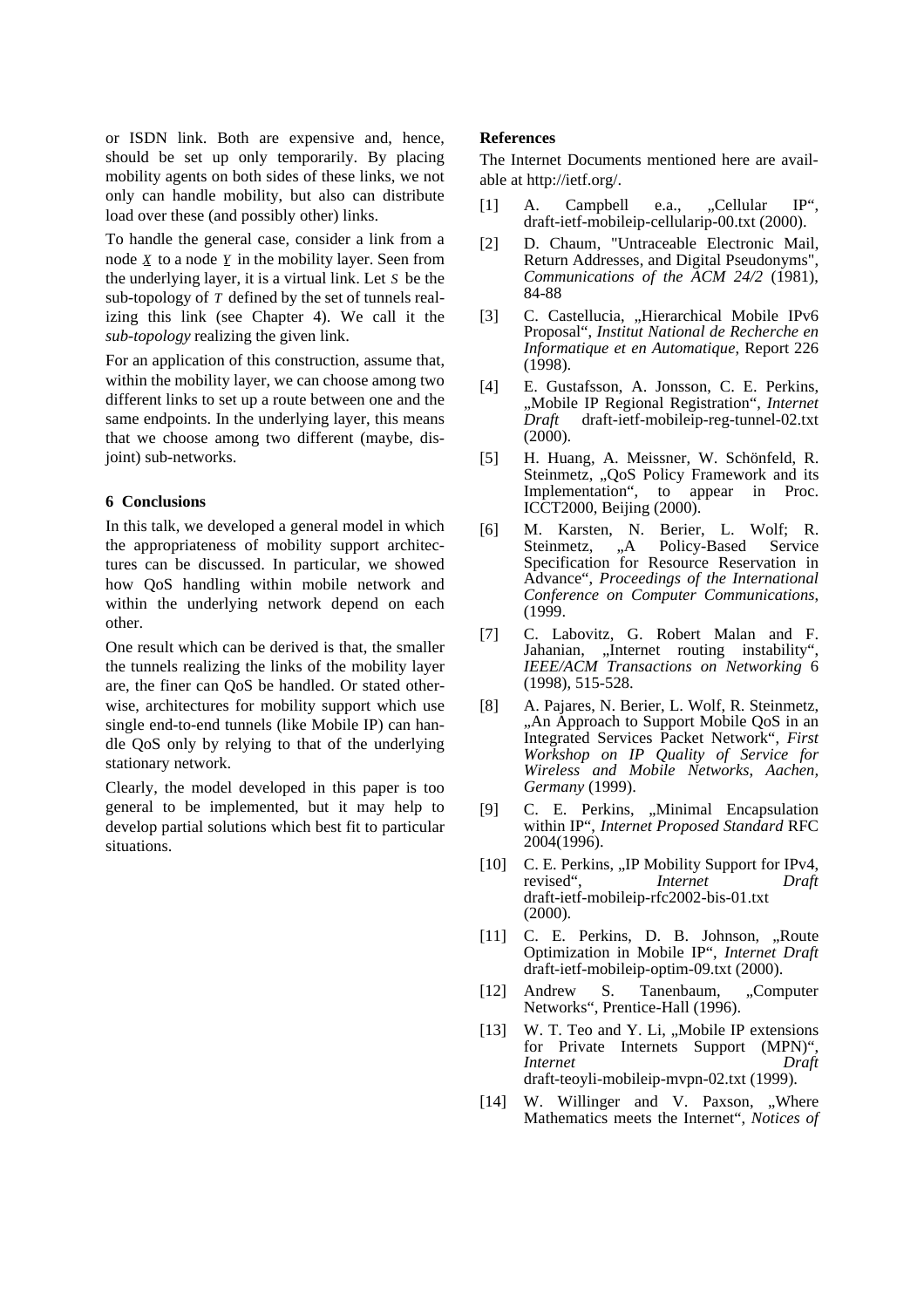or ISDN link. Both are expensive and, hence, should be set up only temporarily. By placing mobility agents on both sides of these links, we not only can handle mobility, but also can distribute load over these (and possibly other) links.

To handle the general case, consider a link from a node $\underline{X}$ to a node $\underline{Y}$ in the mobility layer. Seen from the underlying layer, it is a virtual link. Let $S$ be the sub-topology of $T$ defined by the set of tunnels realizing this link (see Chapter 4). We call it the *sub-topology* realizing the given link.

For an application of this construction, assume that, within the mobility layer, we can choose among two different links to set up a route between one and the same endpoints. In the underlying layer, this means that we choose among two different (maybe, disjoint) sub-networks.

### 6 Conclusions

In this talk, we developed a general model in which the appropriateness of mobility support architectures can be discussed. In particular, we showed how QoS handling within mobile network and within the underlying network depend on each other.

One result which can be derived is that, the smaller the tunnels realizing the links of the mobility layer are, the finer can QoS be handled. Or stated otherwise, architectures for mobility support which use single end-to-end tunnels (like Mobile IP) can handle QoS only by relying to that of the underlying stationary network.

Clearly, the model developed in this paper is too general to be implemented, but it may help to develop partial solutions which best fit to particular situations.

### References

The Internet Documents mentioned here are available at http://ietf.org/.

[1] A. Campbell e.a., „Cellular IP“, draft-ietf-mobileip-cellularip-00.txt (2000).

[2] D. Chaum, "Untraceable Electronic Mail, Return Addresses, and Digital Pseudonyms", *Communications of the ACM 24/2* (1981), 84-88

[3] C. Castellucia, „Hierarchical Mobile IPv6 Proposal“, *Institut National de Recherche en Informatique et en Automatique*, Report 226 (1998).

[4] E. Gustafsson, A. Jonsson, C. E. Perkins, „Mobile IP Regional Registration“, *Internet Draft* draft-ietf-mobileip-reg-tunnel-02.txt (2000).

[5] H. Huang, A. Meissner, W. Schönfeld, R. Steinmetz, „QoS Policy Framework and its Implementation“, to appear in Proc. ICCT2000, Beijing (2000).

[6] M. Karsten, N. Berier, L. Wolf; R. Steinmetz, „A Policy-Based Service Specification for Resource Reservation in Advance“, *Proceedings of the International Conference on Computer Communications*, (1999.

[7] C. Labovitz, G. Robert Malan and F. Jahanian, „Internet routing instability“, *IEEE/ACM Transactions on Networking* 6 (1998), 515-528.

[8] A. Pajares, N. Berier, L. Wolf, R. Steinmetz, „An Approach to Support Mobile QoS in an Integrated Services Packet Network“, *First Workshop on IP Quality of Service for Wireless and Mobile Networks, Aachen, Germany* (1999).

[9] C. E. Perkins, „Minimal Encapsulation within IP“, *Internet Proposed Standard* RFC 2004(1996).

[10] C. E. Perkins, „IP Mobility Support for IPv4, revised“, *Internet Draft* draft-ietf-mobileip-rfc2002-bis-01.txt (2000).

[11] C. E. Perkins, D. B. Johnson, „Route Optimization in Mobile IP“, *Internet Draft* draft-ietf-mobileip-optim-09.txt (2000).

[12] Andrew S. Tanenbaum, „Computer Networks“, Prentice-Hall (1996).

[13] W. T. Teo and Y. Li, „Mobile IP extensions for Private Internets Support (MPN)“, *Internet Draft* draft-teoyli-mobileip-mvpn-02.txt (1999).

[14] W. Willinger and V. Paxson, „Where Mathematics meets the Internet“, *Notices of*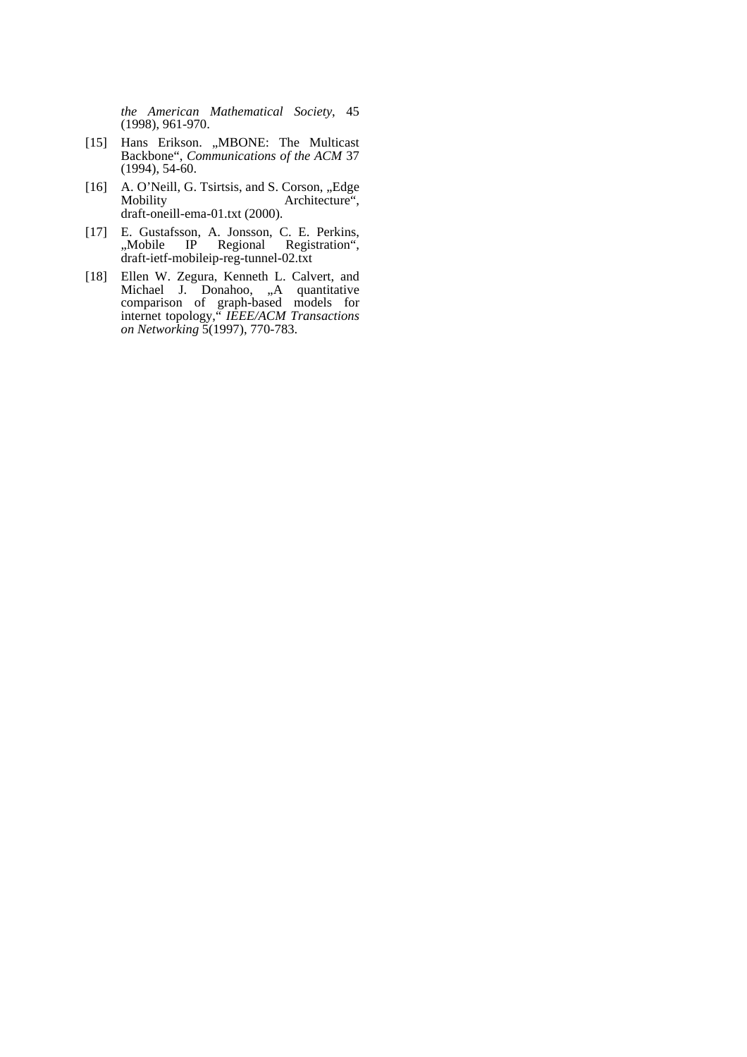*the American Mathematical Society*, 45 (1998), 961-970.

[15] Hans Erikson. „MBONE: The Multicast Backbone“, *Communications of the ACM* 37 (1994), 54-60.

[16] A. O'Neill, G. Tsirtsis, and S. Corson, „Edge Mobility Architecture“, draft-oneill-ema-01.txt (2000).

[17] E. Gustafsson, A. Jonsson, C. E. Perkins, „Mobile IP Regional Registration“, draft-ietf-mobileip-reg-tunnel-02.txt

[18] Ellen W. Zegura, Kenneth L. Calvert, and Michael J. Donahoo, „A quantitative comparison of graph-based models for internet topology,“ *IEEE/ACM Transactions on Networking* 5(1997), 770-783.